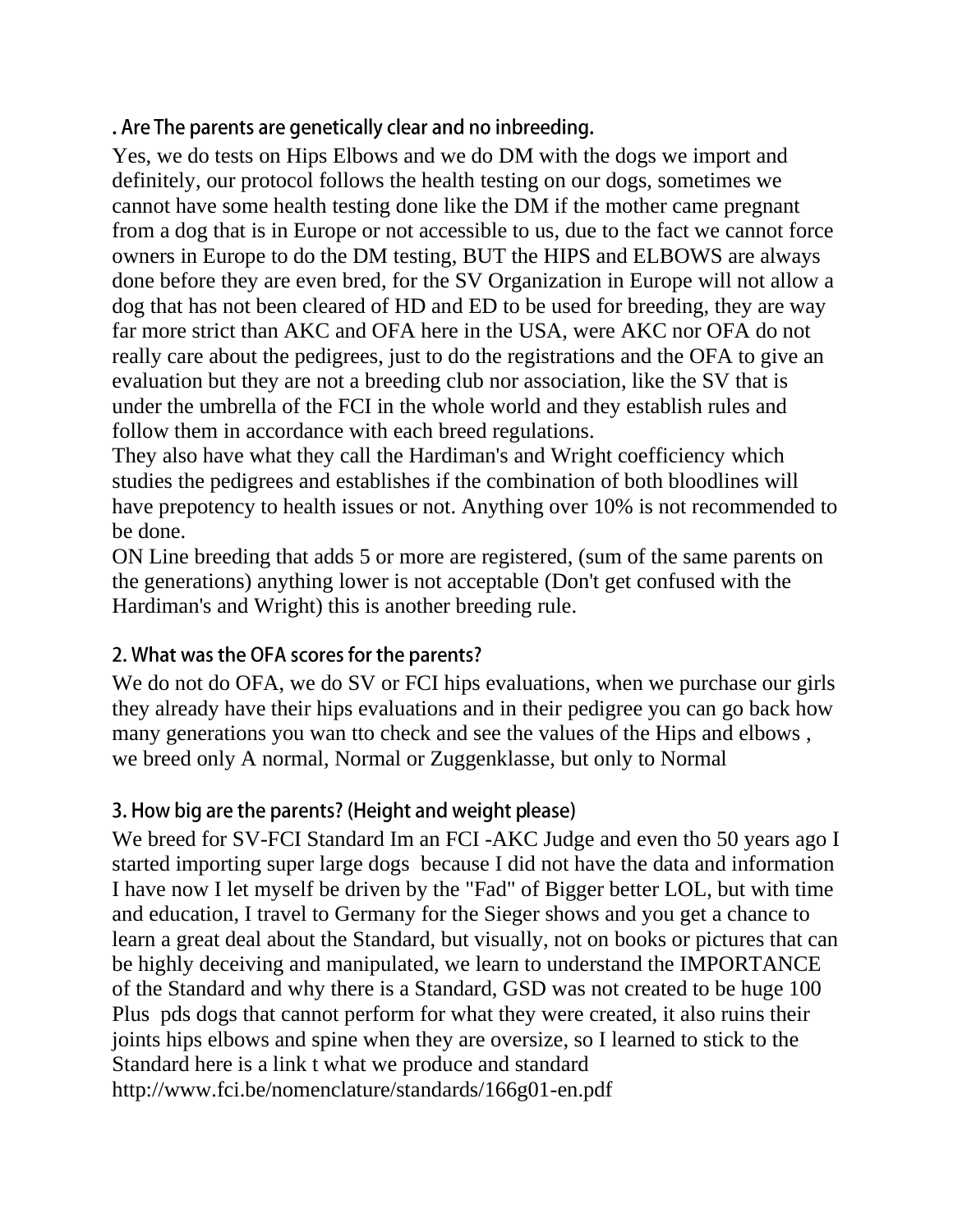### . Are The parents are genetically clear and no inbreeding.

Yes, we do tests on Hips Elbows and we do DM with the dogs we import and definitely, our protocol follows the health testing on our dogs, sometimes we cannot have some health testing done like the DM if the mother came pregnant from a dog that is in Europe or not accessible to us, due to the fact we cannot force owners in Europe to do the DM testing, BUT the HIPS and ELBOWS are always done before they are even bred, for the SV Organization in Europe will not allow a dog that has not been cleared of HD and ED to be used for breeding, they are way far more strict than AKC and OFA here in the USA, were AKC nor OFA do not really care about the pedigrees, just to do the registrations and the OFA to give an evaluation but they are not a breeding club nor association, like the SV that is under the umbrella of the FCI in the whole world and they establish rules and follow them in accordance with each breed regulations.

They also have what they call the Hardiman's and Wright coefficiency which studies the pedigrees and establishes if the combination of both bloodlines will have prepotency to health issues or not. Anything over 10% is not recommended to be done.

ON Line breeding that adds 5 or more are registered, (sum of the same parents on the generations) anything lower is not acceptable (Don't get confused with the Hardiman's and Wright) this is another breeding rule.

### 2. What was the OFA scores for the parents?

We do not do OFA, we do SV or FCI hips evaluations, when we purchase our girls they already have their hips evaluations and in their pedigree you can go back how many generations you wan tto check and see the values of the Hips and elbows , we breed only A normal, Normal or Zuggenklasse, but only to Normal

### 3. How big are the parents? (Height and weight please)

We breed for SV-FCI Standard Im an FCI -AKC Judge and even tho 50 years ago I started importing super large dogs because I did not have the data and information I have now I let myself be driven by the "Fad" of Bigger better LOL, but with time and education, I travel to Germany for the Sieger shows and you get a chance to learn a great deal about the Standard, but visually, not on books or pictures that can be highly deceiving and manipulated, we learn to understand the IMPORTANCE of the Standard and why there is a Standard, GSD was not created to be huge 100 Plus pds dogs that cannot perform for what they were created, it also ruins their joints hips elbows and spine when they are oversize, so I learned to stick to the Standard here is a link t what we produce and standard
http://www.fci.be/nomenclature/standards/166g01-en.pdf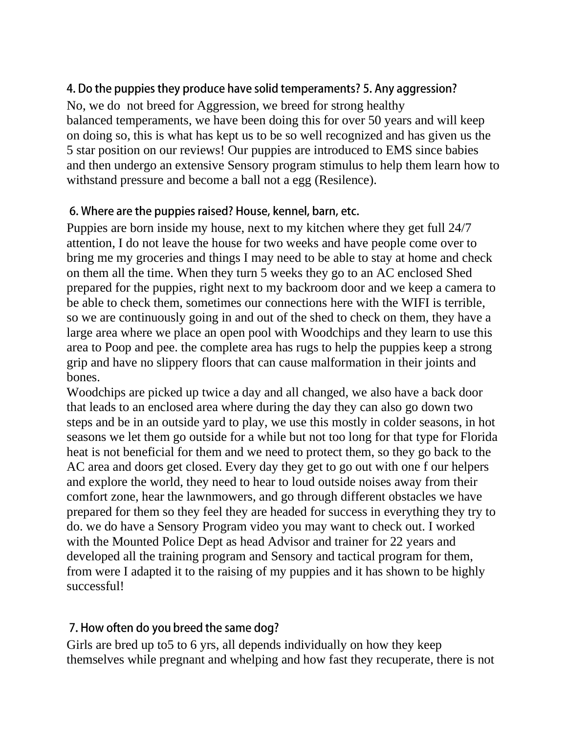### 4. Do the puppies they produce have solid temperaments? 5. Any aggression?

No, we do not breed for Aggression, we breed for strong healthy balanced temperaments, we have been doing this for over 50 years and will keep on doing so, this is what has kept us to be so well recognized and has given us the 5 star position on our reviews! Our puppies are introduced to EMS since babies and then undergo an extensive Sensory program stimulus to help them learn how to withstand pressure and become a ball not a egg (Resilence).

### 6. Where are the puppies raised? House, kennel, barn, etc.

Puppies are born inside my house, next to my kitchen where they get full 24/7 attention, I do not leave the house for two weeks and have people come over to bring me my groceries and things I may need to be able to stay at home and check on them all the time. When they turn 5 weeks they go to an AC enclosed Shed prepared for the puppies, right next to my backroom door and we keep a camera to be able to check them, sometimes our connections here with the WIFI is terrible, so we are continuously going in and out of the shed to check on them, they have a large area where we place an open pool with Woodchips and they learn to use this area to Poop and pee. the complete area has rugs to help the puppies keep a strong grip and have no slippery floors that can cause malformation in their joints and bones.

Woodchips are picked up twice a day and all changed, we also have a back door that leads to an enclosed area where during the day they can also go down two steps and be in an outside yard to play, we use this mostly in colder seasons, in hot seasons we let them go outside for a while but not too long for that type for Florida heat is not beneficial for them and we need to protect them, so they go back to the AC area and doors get closed. Every day they get to go out with one f our helpers and explore the world, they need to hear to loud outside noises away from their comfort zone, hear the lawnmowers, and go through different obstacles we have prepared for them so they feel they are headed for success in everything they try to do. we do have a Sensory Program video you may want to check out. I worked with the Mounted Police Dept as head Advisor and trainer for 22 years and developed all the training program and Sensory and tactical program for them, from were I adapted it to the raising of my puppies and it has shown to be highly successful!

### 7. How often do you breed the same dog?

Girls are bred up to5 to 6 yrs, all depends individually on how they keep themselves while pregnant and whelping and how fast they recuperate, there is not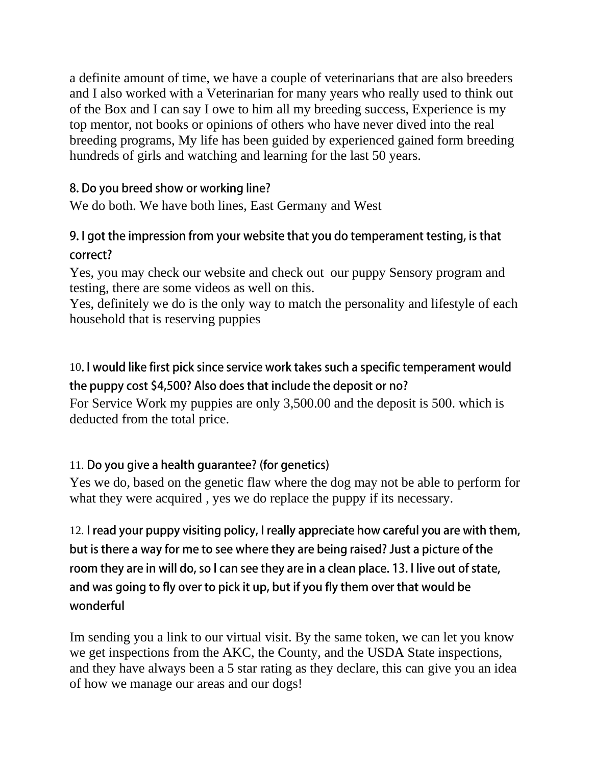a definite amount of time, we have a couple of veterinarians that are also breeders and I also worked with a Veterinarian for many years who really used to think out of the Box and I can say I owe to him all my breeding success, Experience is my top mentor, not books or opinions of others who have never dived into the real breeding programs, My life has been guided by experienced gained form breeding hundreds of girls and watching and learning for the last 50 years.

**8. Do you breed show or working line?**

We do both. We have both lines, East Germany and West

**9. I got the impression from your website that you do temperament testing, is that correct?**

Yes, you may check our website and check out our puppy Sensory program and testing, there are some videos as well on this.

Yes, definitely we do is the only way to match the personality and lifestyle of each household that is reserving puppies

**10. I would like first pick since service work takes such a specific temperament would the puppy cost $4,500? Also does that include the deposit or no?**

For Service Work my puppies are only 3,500.00 and the deposit is 500. which is deducted from the total price.

**11. Do you give a health guarantee? (for genetics)**

Yes we do, based on the genetic flaw where the dog may not be able to perform for what they were acquired , yes we do replace the puppy if its necessary.

**12. I read your puppy visiting policy, I really appreciate how careful you are with them, but is there a way for me to see where they are being raised? Just a picture of the room they are in will do, so I can see they are in a clean place. 13. I live out of state, and was going to fly over to pick it up, but if you fly them over that would be wonderful**

Im sending you a link to our virtual visit. By the same token, we can let you know we get inspections from the AKC, the County, and the USDA State inspections, and they have always been a 5 star rating as they declare, this can give you an idea of how we manage our areas and our dogs!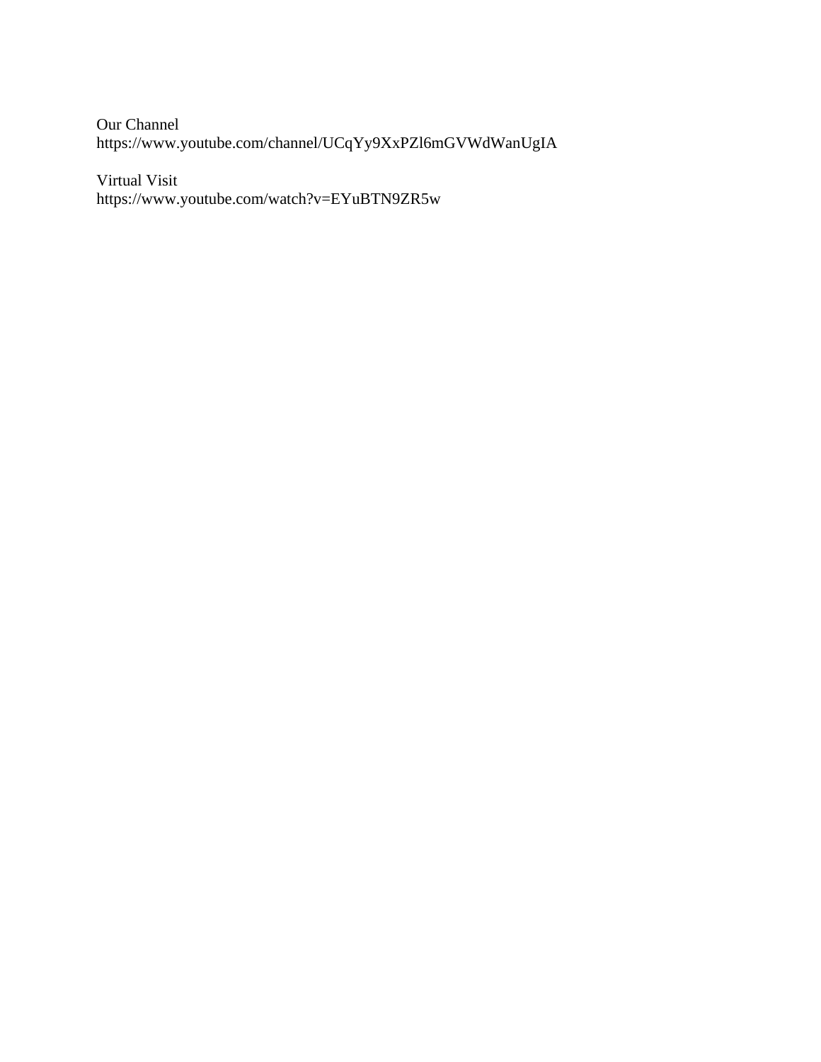Our Channel
https://www.youtube.com/channel/UCqYy9XxPZl6mGVWdWanUgIA

Virtual Visit
https://www.youtube.com/watch?v=EYuBTN9ZR5w